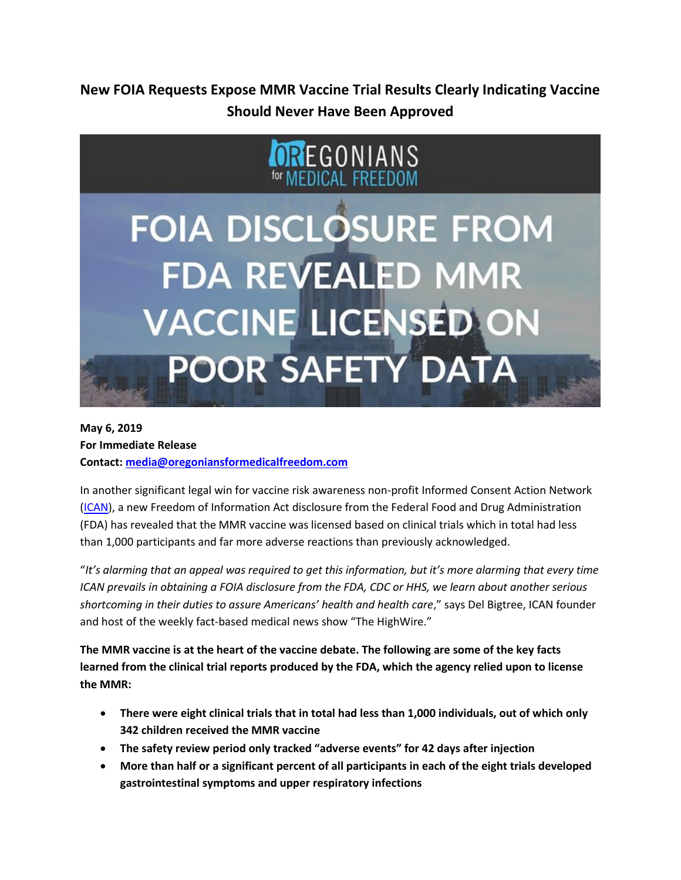# New FOIA Requests Expose MMR Vaccine Trial Results Clearly Indicating Vaccine Should Never Have Been Approved

OREGONIANS for MEDICAL FREEDOM

FOIA DISCLOSURE FROM FDA REVEALED MMR VACCINE LICENSED ON POOR SAFETY DATA

**May 6, 2019**
**For Immediate Release**
**Contact: media@oregoniansformedicalfreedom.com**

In another significant legal win for vaccine risk awareness non-profit Informed Consent Action Network (ICAN), a new Freedom of Information Act disclosure from the Federal Food and Drug Administration (FDA) has revealed that the MMR vaccine was licensed based on clinical trials which in total had less than 1,000 participants and far more adverse reactions than previously acknowledged.

"*It's alarming that an appeal was required to get this information, but it's more alarming that every time ICAN prevails in obtaining a FOIA disclosure from the FDA, CDC or HHS, we learn about another serious shortcoming in their duties to assure Americans' health and health care*," says Del Bigtree, ICAN founder and host of the weekly fact-based medical news show "The HighWire."

**The MMR vaccine is at the heart of the vaccine debate. The following are some of the key facts learned from the clinical trial reports produced by the FDA, which the agency relied upon to license the MMR:**

- **There were eight clinical trials that in total had less than 1,000 individuals, out of which only 342 children received the MMR vaccine**
- **The safety review period only tracked "adverse events" for 42 days after injection**
- **More than half or a significant percent of all participants in each of the eight trials developed gastrointestinal symptoms and upper respiratory infections**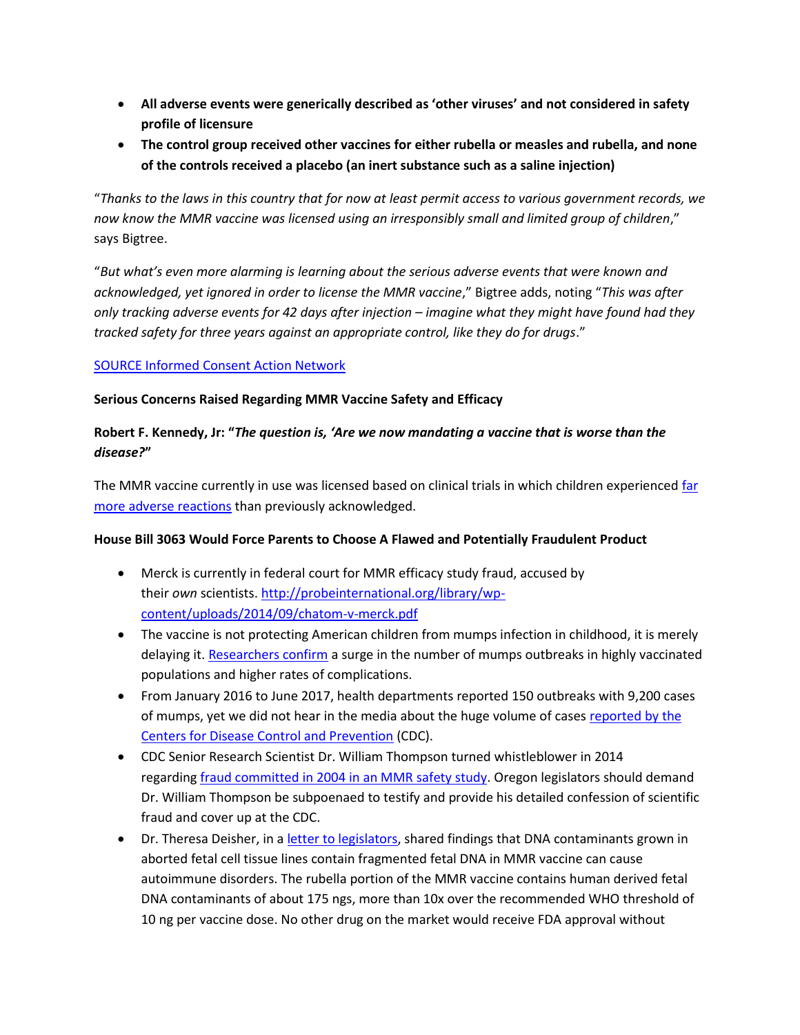- **All adverse events were generically described as 'other viruses' and not considered in safety profile of licensure**
- **The control group received other vaccines for either rubella or measles and rubella, and none of the controls received a placebo (an inert substance such as a saline injection)**

"*Thanks to the laws in this country that for now at least permit access to various government records, we now know the MMR vaccine was licensed using an irresponsibly small and limited group of children*," says Bigtree.

"*But what's even more alarming is learning about the serious adverse events that were known and acknowledged, yet ignored in order to license the MMR vaccine*," Bigtree adds, noting "*This was after only tracking adverse events for 42 days after injection – imagine what they might have found had they tracked safety for three years against an appropriate control, like they do for drugs*."

[SOURCE Informed Consent Action Network]

**Serious Concerns Raised Regarding MMR Vaccine Safety and Efficacy**

**Robert F. Kennedy, Jr: "*The question is, 'Are we now mandating a vaccine that is worse than the disease?*"**

The MMR vaccine currently in use was licensed based on clinical trials in which children experienced [far more adverse reactions] than previously acknowledged.

**House Bill 3063 Would Force Parents to Choose A Flawed and Potentially Fraudulent Product**

- Merck is currently in federal court for MMR efficacy study fraud, accused by their *own* scientists. http://probeinternational.org/library/wp-content/uploads/2014/09/chatom-v-merck.pdf
- The vaccine is not protecting American children from mumps infection in childhood, it is merely delaying it. [Researchers confirm] a surge in the number of mumps outbreaks in highly vaccinated populations and higher rates of complications.
- From January 2016 to June 2017, health departments reported 150 outbreaks with 9,200 cases of mumps, yet we did not hear in the media about the huge volume of cases [reported by the Centers for Disease Control and Prevention] (CDC).
- CDC Senior Research Scientist Dr. William Thompson turned whistleblower in 2014 regarding [fraud committed in 2004 in an MMR safety study]. Oregon legislators should demand Dr. William Thompson be subpoenaed to testify and provide his detailed confession of scientific fraud and cover up at the CDC.
- Dr. Theresa Deisher, in a [letter to legislators], shared findings that DNA contaminants grown in aborted fetal cell tissue lines contain fragmented fetal DNA in MMR vaccine can cause autoimmune disorders. The rubella portion of the MMR vaccine contains human derived fetal DNA contaminants of about 175 ngs, more than 10x over the recommended WHO threshold of 10 ng per vaccine dose. No other drug on the market would receive FDA approval without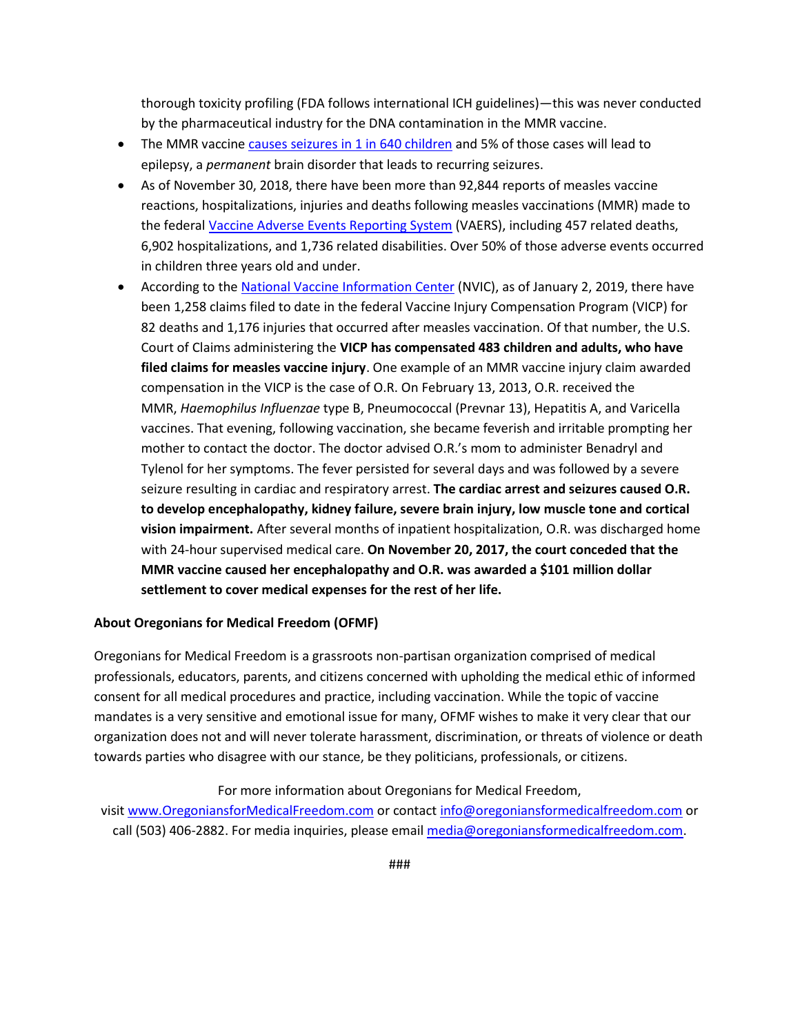thorough toxicity profiling (FDA follows international ICH guidelines)—this was never conducted by the pharmaceutical industry for the DNA contamination in the MMR vaccine.

- The MMR vaccine causes seizures in 1 in 640 children and 5% of those cases will lead to epilepsy, a *permanent* brain disorder that leads to recurring seizures.
- As of November 30, 2018, there have been more than 92,844 reports of measles vaccine reactions, hospitalizations, injuries and deaths following measles vaccinations (MMR) made to the federal Vaccine Adverse Events Reporting System (VAERS), including 457 related deaths, 6,902 hospitalizations, and 1,736 related disabilities. Over 50% of those adverse events occurred in children three years old and under.
- According to the National Vaccine Information Center (NVIC), as of January 2, 2019, there have been 1,258 claims filed to date in the federal Vaccine Injury Compensation Program (VICP) for 82 deaths and 1,176 injuries that occurred after measles vaccination. Of that number, the U.S. Court of Claims administering the **VICP has compensated 483 children and adults, who have filed claims for measles vaccine injury**. One example of an MMR vaccine injury claim awarded compensation in the VICP is the case of O.R. On February 13, 2013, O.R. received the MMR, *Haemophilus Influenzae* type B, Pneumococcal (Prevnar 13), Hepatitis A, and Varicella vaccines. That evening, following vaccination, she became feverish and irritable prompting her mother to contact the doctor. The doctor advised O.R.'s mom to administer Benadryl and Tylenol for her symptoms. The fever persisted for several days and was followed by a severe seizure resulting in cardiac and respiratory arrest. **The cardiac arrest and seizures caused O.R. to develop encephalopathy, kidney failure, severe brain injury, low muscle tone and cortical vision impairment.** After several months of inpatient hospitalization, O.R. was discharged home with 24-hour supervised medical care. **On November 20, 2017, the court conceded that the MMR vaccine caused her encephalopathy and O.R. was awarded a $101 million dollar settlement to cover medical expenses for the rest of her life.**

**About Oregonians for Medical Freedom (OFMF)**

Oregonians for Medical Freedom is a grassroots non-partisan organization comprised of medical professionals, educators, parents, and citizens concerned with upholding the medical ethic of informed consent for all medical procedures and practice, including vaccination. While the topic of vaccine mandates is a very sensitive and emotional issue for many, OFMF wishes to make it very clear that our organization does not and will never tolerate harassment, discrimination, or threats of violence or death towards parties who disagree with our stance, be they politicians, professionals, or citizens.

For more information about Oregonians for Medical Freedom, visit www.OregoniansforMedicalFreedom.com or contact info@oregoniansformedicalfreedom.com or call (503) 406-2882. For media inquiries, please email media@oregoniansformedicalfreedom.com.

###